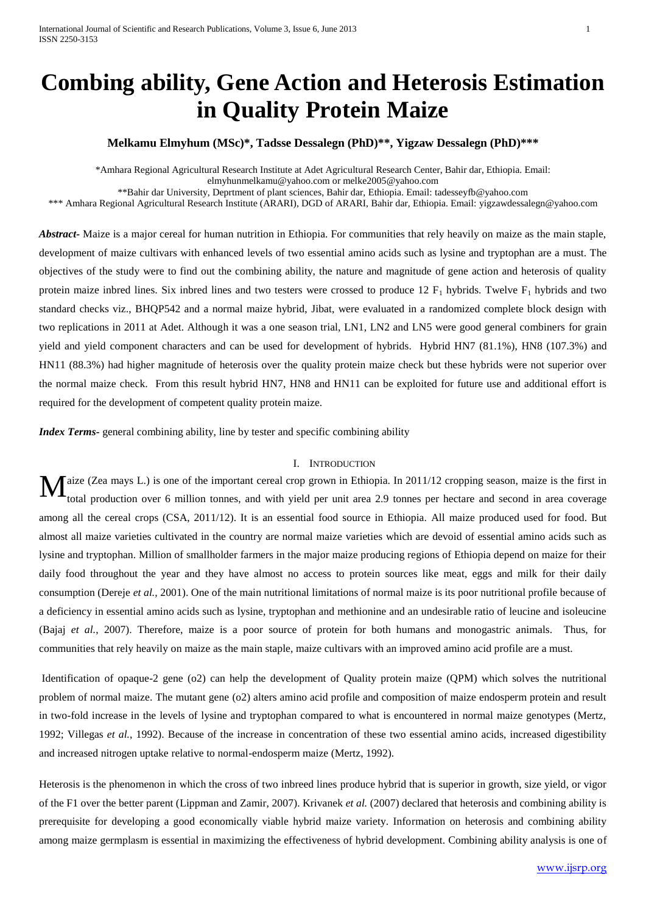# Combing ability, Gene Action and Heterosis Estimation in Quality Protein Maize

**Melkamu Elmyhum (MSc)\*, Tadsse Dessalegn (PhD)\*\*, Yigzaw Dessalegn (PhD)\*\*\***

\*Amhara Regional Agricultural Research Institute at Adet Agricultural Research Center, Bahir dar, Ethiopia. Email: elmyhunmelkamu@yahoo.com or melke2005@yahoo.com

\*\*Bahir dar University, Deprtment of plant sciences, Bahir dar, Ethiopia. Email: tadesseyfb@yahoo.com

\*\*\* Amhara Regional Agricultural Research Institute (ARARI), DGD of ARARI, Bahir dar, Ethiopia. Email: yigzawdessalegn@yahoo.com

***Abstract-*** Maize is a major cereal for human nutrition in Ethiopia. For communities that rely heavily on maize as the main staple, development of maize cultivars with enhanced levels of two essential amino acids such as lysine and tryptophan are a must. The objectives of the study were to find out the combining ability, the nature and magnitude of gene action and heterosis of quality protein maize inbred lines. Six inbred lines and two testers were crossed to produce 12 $F_1$ hybrids. Twelve $F_1$ hybrids and two standard checks viz., BHQP542 and a normal maize hybrid, Jibat, were evaluated in a randomized complete block design with two replications in 2011 at Adet. Although it was a one season trial, LN1, LN2 and LN5 were good general combiners for grain yield and yield component characters and can be used for development of hybrids. Hybrid HN7 (81.1%), HN8 (107.3%) and HN11 (88.3%) had higher magnitude of heterosis over the quality protein maize check but these hybrids were not superior over the normal maize check. From this result hybrid HN7, HN8 and HN11 can be exploited for future use and additional effort is required for the development of competent quality protein maize.

***Index Terms-*** general combining ability, line by tester and specific combining ability

## I. Introduction

Maize (Zea mays L.) is one of the important cereal crop grown in Ethiopia. In 2011/12 cropping season, maize is the first in total production over 6 million tonnes, and with yield per unit area 2.9 tonnes per hectare and second in area coverage among all the cereal crops (CSA, 2011/12). It is an essential food source in Ethiopia. All maize produced used for food. But almost all maize varieties cultivated in the country are normal maize varieties which are devoid of essential amino acids such as lysine and tryptophan. Million of smallholder farmers in the major maize producing regions of Ethiopia depend on maize for their daily food throughout the year and they have almost no access to protein sources like meat, eggs and milk for their daily consumption (Dereje *et al.,* 2001). One of the main nutritional limitations of normal maize is its poor nutritional profile because of a deficiency in essential amino acids such as lysine, tryptophan and methionine and an undesirable ratio of leucine and isoleucine (Bajaj *et al.*, 2007). Therefore, maize is a poor source of protein for both humans and monogastric animals. Thus, for communities that rely heavily on maize as the main staple, maize cultivars with an improved amino acid profile are a must.

Identification of opaque-2 gene (o2) can help the development of Quality protein maize (QPM) which solves the nutritional problem of normal maize. The mutant gene (o2) alters amino acid profile and composition of maize endosperm protein and result in two-fold increase in the levels of lysine and tryptophan compared to what is encountered in normal maize genotypes (Mertz, 1992; Villegas *et al.*, 1992). Because of the increase in concentration of these two essential amino acids, increased digestibility and increased nitrogen uptake relative to normal-endosperm maize (Mertz, 1992).

Heterosis is the phenomenon in which the cross of two inbreed lines produce hybrid that is superior in growth, size yield, or vigor of the F1 over the better parent (Lippman and Zamir, 2007). Krivanek *et al.* (2007) declared that heterosis and combining ability is prerequisite for developing a good economically viable hybrid maize variety. Information on heterosis and combining ability among maize germplasm is essential in maximizing the effectiveness of hybrid development. Combining ability analysis is one of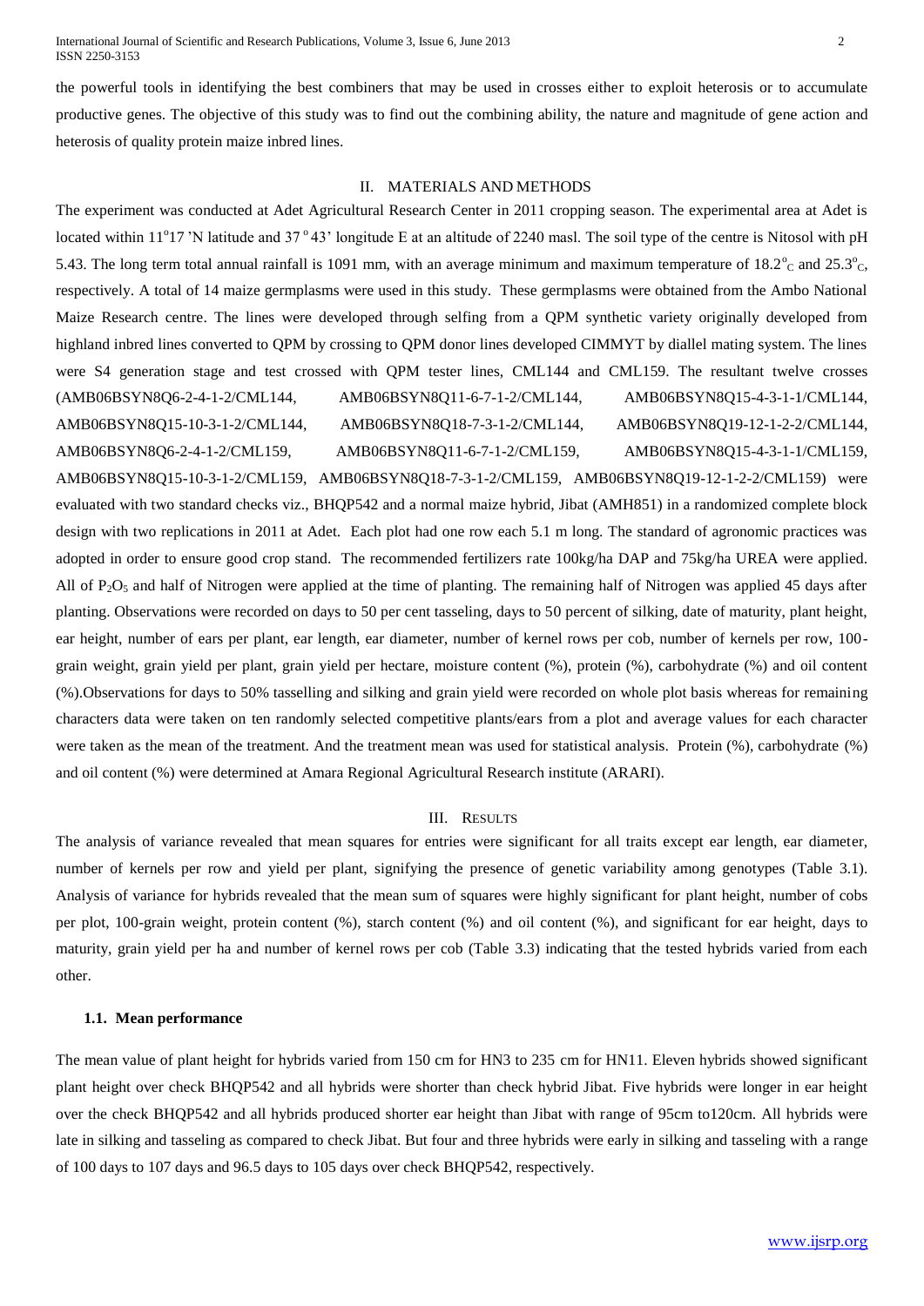the powerful tools in identifying the best combiners that may be used in crosses either to exploit heterosis or to accumulate productive genes. The objective of this study was to find out the combining ability, the nature and magnitude of gene action and heterosis of quality protein maize inbred lines.

## II. MATERIALS AND METHODS

The experiment was conducted at Adet Agricultural Research Center in 2011 cropping season. The experimental area at Adet is located within 11°17 'N latitude and 37 ° 43' longitude E at an altitude of 2240 masl. The soil type of the centre is Nitosol with pH 5.43. The long term total annual rainfall is 1091 mm, with an average minimum and maximum temperature of 18.2°C and 25.3°C, respectively. A total of 14 maize germplasms were used in this study. These germplasms were obtained from the Ambo National Maize Research centre. The lines were developed through selfing from a QPM synthetic variety originally developed from highland inbred lines converted to QPM by crossing to QPM donor lines developed CIMMYT by diallel mating system. The lines were S4 generation stage and test crossed with QPM tester lines, CML144 and CML159. The resultant twelve crosses (AMB06BSYN8Q6-2-4-1-2/CML144, AMB06BSYN8Q11-6-7-1-2/CML144, AMB06BSYN8Q15-4-3-1-1/CML144, AMB06BSYN8Q15-10-3-1-2/CML144, AMB06BSYN8Q18-7-3-1-2/CML144, AMB06BSYN8Q19-12-1-2-2/CML144, AMB06BSYN8Q6-2-4-1-2/CML159, AMB06BSYN8Q11-6-7-1-2/CML159, AMB06BSYN8Q15-4-3-1-1/CML159, AMB06BSYN8Q15-10-3-1-2/CML159, AMB06BSYN8Q18-7-3-1-2/CML159, AMB06BSYN8Q19-12-1-2-2/CML159) were evaluated with two standard checks viz., BHQP542 and a normal maize hybrid, Jibat (AMH851) in a randomized complete block design with two replications in 2011 at Adet. Each plot had one row each 5.1 m long. The standard of agronomic practices was adopted in order to ensure good crop stand. The recommended fertilizers rate 100kg/ha DAP and 75kg/ha UREA were applied. All of $P_2O_5$ and half of Nitrogen were applied at the time of planting. The remaining half of Nitrogen was applied 45 days after planting. Observations were recorded on days to 50 per cent tasseling, days to 50 percent of silking, date of maturity, plant height, ear height, number of ears per plant, ear length, ear diameter, number of kernel rows per cob, number of kernels per row, 100-grain weight, grain yield per plant, grain yield per hectare, moisture content (%), protein (%), carbohydrate (%) and oil content (%).Observations for days to 50% tasselling and silking and grain yield were recorded on whole plot basis whereas for remaining characters data were taken on ten randomly selected competitive plants/ears from a plot and average values for each character were taken as the mean of the treatment. And the treatment mean was used for statistical analysis. Protein (%), carbohydrate (%) and oil content (%) were determined at Amara Regional Agricultural Research institute (ARARI).

## III. RESULTS

The analysis of variance revealed that mean squares for entries were significant for all traits except ear length, ear diameter, number of kernels per row and yield per plant, signifying the presence of genetic variability among genotypes (Table 3.1). Analysis of variance for hybrids revealed that the mean sum of squares were highly significant for plant height, number of cobs per plot, 100-grain weight, protein content (%), starch content (%) and oil content (%), and significant for ear height, days to maturity, grain yield per ha and number of kernel rows per cob (Table 3.3) indicating that the tested hybrids varied from each other.

### 1.1. Mean performance

The mean value of plant height for hybrids varied from 150 cm for HN3 to 235 cm for HN11. Eleven hybrids showed significant plant height over check BHQP542 and all hybrids were shorter than check hybrid Jibat. Five hybrids were longer in ear height over the check BHQP542 and all hybrids produced shorter ear height than Jibat with range of 95cm to120cm. All hybrids were late in silking and tasseling as compared to check Jibat. But four and three hybrids were early in silking and tasseling with a range of 100 days to 107 days and 96.5 days to 105 days over check BHQP542, respectively.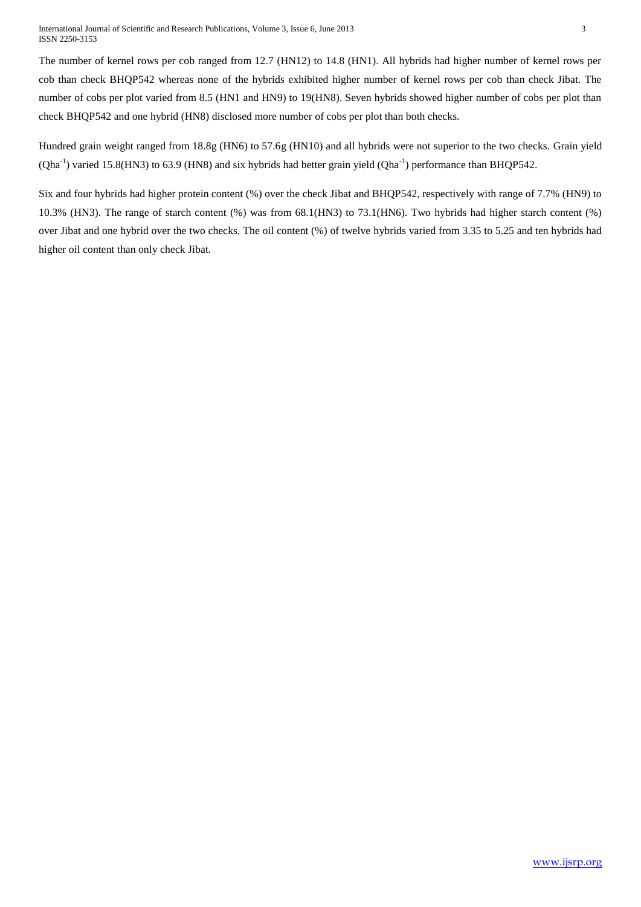The number of kernel rows per cob ranged from 12.7 (HN12) to 14.8 (HN1). All hybrids had higher number of kernel rows per cob than check BHQP542 whereas none of the hybrids exhibited higher number of kernel rows per cob than check Jibat. The number of cobs per plot varied from 8.5 (HN1 and HN9) to 19(HN8). Seven hybrids showed higher number of cobs per plot than check BHQP542 and one hybrid (HN8) disclosed more number of cobs per plot than both checks.

Hundred grain weight ranged from 18.8g (HN6) to 57.6g (HN10) and all hybrids were not superior to the two checks. Grain yield ($Qha^{-1}$) varied 15.8(HN3) to 63.9 (HN8) and six hybrids had better grain yield ($Qha^{-1}$) performance than BHQP542.

Six and four hybrids had higher protein content (%) over the check Jibat and BHQP542, respectively with range of 7.7% (HN9) to 10.3% (HN3). The range of starch content (%) was from 68.1(HN3) to 73.1(HN6). Two hybrids had higher starch content (%) over Jibat and one hybrid over the two checks. The oil content (%) of twelve hybrids varied from 3.35 to 5.25 and ten hybrids had higher oil content than only check Jibat.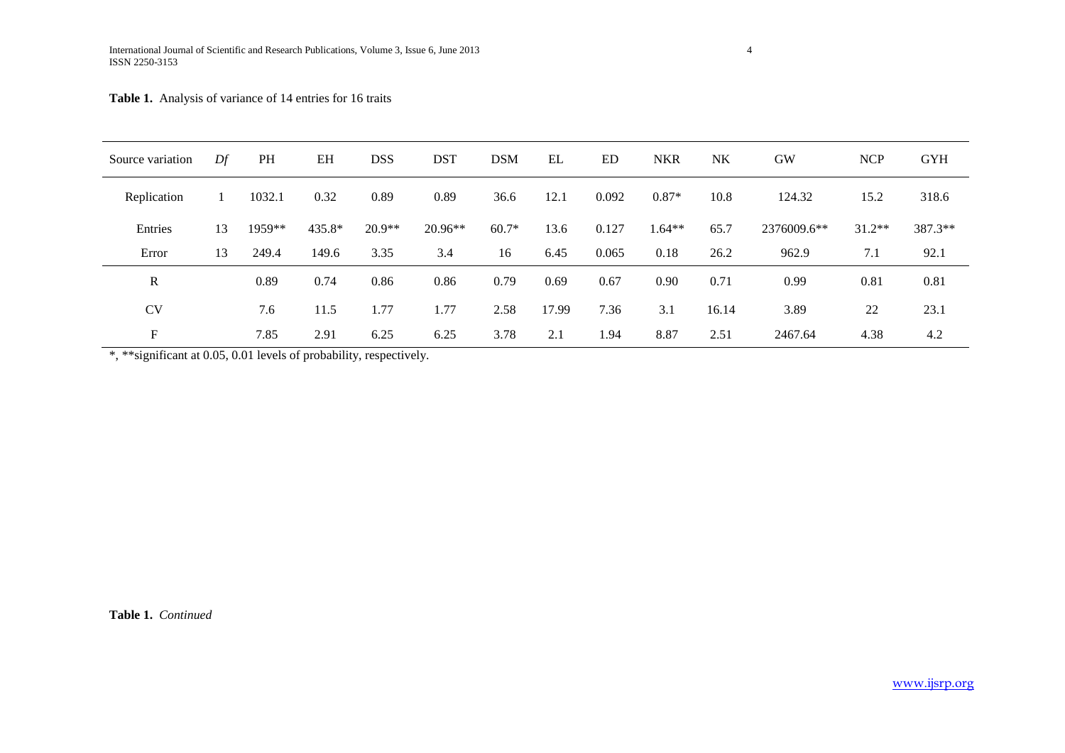**Table 1.** Analysis of variance of 14 entries for 16 traits

| Source variation | *Df* | PH | EH | DSS | DST | DSM | EL | ED | NKR | NK | GW | NCP | GYH |
|---|---|---|---|---|---|---|---|---|---|---|---|---|---|
| Replication | 1 | 1032.1 | 0.32 | 0.89 | 0.89 | 36.6 | 12.1 | 0.092 | 0.87* | 10.8 | 124.32 | 15.2 | 318.6 |
| Entries | 13 | 1959** | 435.8* | 20.9** | 20.96** | 60.7* | 13.6 | 0.127 | 1.64** | 65.7 | 2376009.6** | 31.2** | 387.3** |
| Error | 13 | 249.4 | 149.6 | 3.35 | 3.4 | 16 | 6.45 | 0.065 | 0.18 | 26.2 | 962.9 | 7.1 | 92.1 |
| R | | 0.89 | 0.74 | 0.86 | 0.86 | 0.79 | 0.69 | 0.67 | 0.90 | 0.71 | 0.99 | 0.81 | 0.81 |
| CV | | 7.6 | 11.5 | 1.77 | 1.77 | 2.58 | 17.99 | 7.36 | 3.1 | 16.14 | 3.89 | 22 | 23.1 |
| F | | 7.85 | 2.91 | 6.25 | 6.25 | 3.78 | 2.1 | 1.94 | 8.87 | 2.51 | 2467.64 | 4.38 | 4.2 |

*, **significant at 0.05, 0.01 levels of probability, respectively.

**Table 1.** *Continued*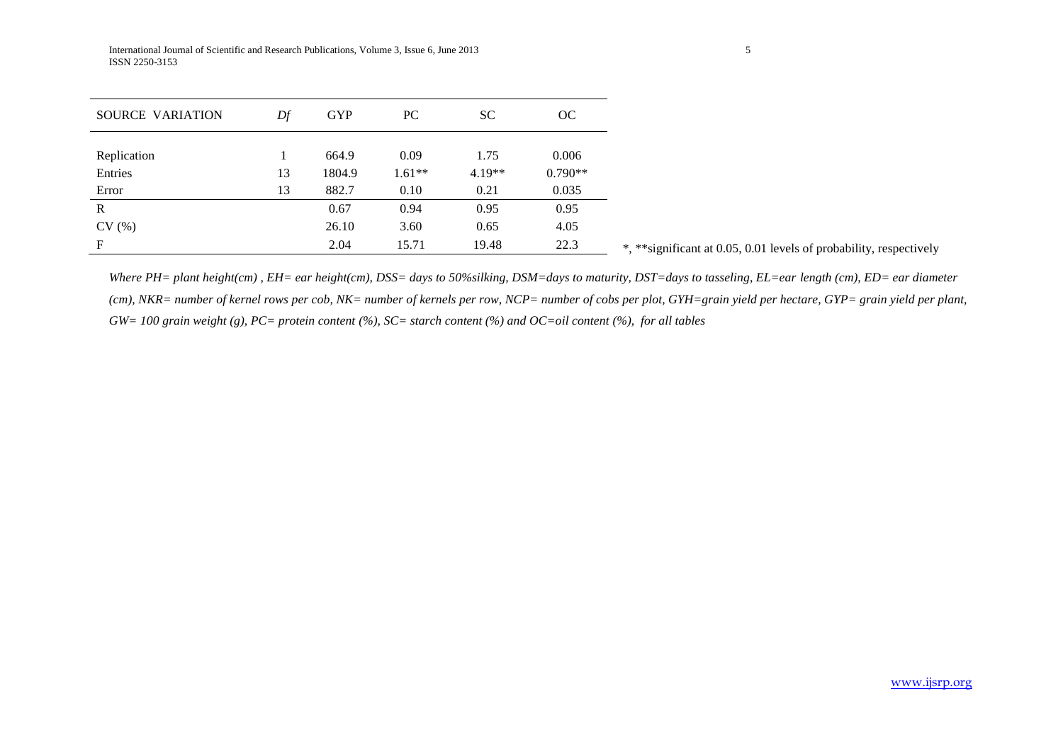| SOURCE VARIATION | *Df* | GYP | PC | SC | OC |
|---|---|---|---|---|---|
| Replication | 1 | 664.9 | 0.09 | 1.75 | 0.006 |
| Entries | 13 | 1804.9 | 1.61** | 4.19** | 0.790** |
| Error | 13 | 882.7 | 0.10 | 0.21 | 0.035 |
| R | | 0.67 | 0.94 | 0.95 | 0.95 |
| CV (%) | | 26.10 | 3.60 | 0.65 | 4.05 |
| F | | 2.04 | 15.71 | 19.48 | 22.3 |

*, **significant at 0.05, 0.01 levels of probability, respectively

*Where PH= plant height(cm) , EH= ear height(cm), DSS= days to 50%silking, DSM=days to maturity, DST=days to tasseling, EL=ear length (cm), ED= ear diameter (cm), NKR= number of kernel rows per cob, NK= number of kernels per row, NCP= number of cobs per plot, GYH=grain yield per hectare, GYP= grain yield per plant, GW= 100 grain weight (g), PC= protein content (%), SC= starch content (%) and OC=oil content (%), for all tables*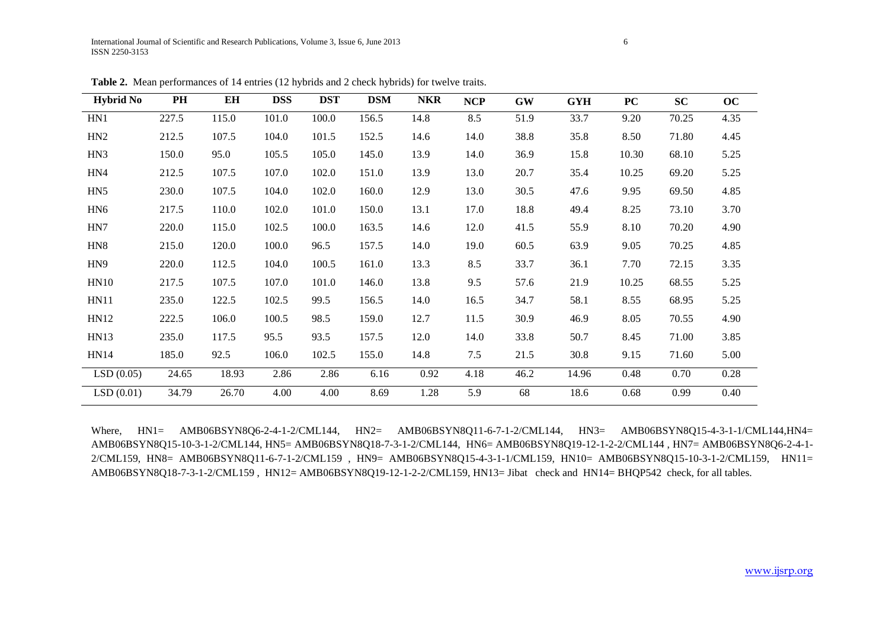**Table 2.** Mean performances of 14 entries (12 hybrids and 2 check hybrids) for twelve traits.

| Hybrid No | PH | EH | DSS | DST | DSM | NKR | NCP | GW | GYH | PC | SC | OC |
|---|---|---|---|---|---|---|---|---|---|---|---|---|
| HN1 | 227.5 | 115.0 | 101.0 | 100.0 | 156.5 | 14.8 | 8.5 | 51.9 | 33.7 | 9.20 | 70.25 | 4.35 |
| HN2 | 212.5 | 107.5 | 104.0 | 101.5 | 152.5 | 14.6 | 14.0 | 38.8 | 35.8 | 8.50 | 71.80 | 4.45 |
| HN3 | 150.0 | 95.0 | 105.5 | 105.0 | 145.0 | 13.9 | 14.0 | 36.9 | 15.8 | 10.30 | 68.10 | 5.25 |
| HN4 | 212.5 | 107.5 | 107.0 | 102.0 | 151.0 | 13.9 | 13.0 | 20.7 | 35.4 | 10.25 | 69.20 | 5.25 |
| HN5 | 230.0 | 107.5 | 104.0 | 102.0 | 160.0 | 12.9 | 13.0 | 30.5 | 47.6 | 9.95 | 69.50 | 4.85 |
| HN6 | 217.5 | 110.0 | 102.0 | 101.0 | 150.0 | 13.1 | 17.0 | 18.8 | 49.4 | 8.25 | 73.10 | 3.70 |
| HN7 | 220.0 | 115.0 | 102.5 | 100.0 | 163.5 | 14.6 | 12.0 | 41.5 | 55.9 | 8.10 | 70.20 | 4.90 |
| HN8 | 215.0 | 120.0 | 100.0 | 96.5 | 157.5 | 14.0 | 19.0 | 60.5 | 63.9 | 9.05 | 70.25 | 4.85 |
| HN9 | 220.0 | 112.5 | 104.0 | 100.5 | 161.0 | 13.3 | 8.5 | 33.7 | 36.1 | 7.70 | 72.15 | 3.35 |
| HN10 | 217.5 | 107.5 | 107.0 | 101.0 | 146.0 | 13.8 | 9.5 | 57.6 | 21.9 | 10.25 | 68.55 | 5.25 |
| HN11 | 235.0 | 122.5 | 102.5 | 99.5 | 156.5 | 14.0 | 16.5 | 34.7 | 58.1 | 8.55 | 68.95 | 5.25 |
| HN12 | 222.5 | 106.0 | 100.5 | 98.5 | 159.0 | 12.7 | 11.5 | 30.9 | 46.9 | 8.05 | 70.55 | 4.90 |
| HN13 | 235.0 | 117.5 | 95.5 | 93.5 | 157.5 | 12.0 | 14.0 | 33.8 | 50.7 | 8.45 | 71.00 | 3.85 |
| HN14 | 185.0 | 92.5 | 106.0 | 102.5 | 155.0 | 14.8 | 7.5 | 21.5 | 30.8 | 9.15 | 71.60 | 5.00 |
| LSD (0.05) | 24.65 | 18.93 | 2.86 | 2.86 | 6.16 | 0.92 | 4.18 | 46.2 | 14.96 | 0.48 | 0.70 | 0.28 |
| LSD (0.01) | 34.79 | 26.70 | 4.00 | 4.00 | 8.69 | 1.28 | 5.9 | 68 | 18.6 | 0.68 | 0.99 | 0.40 |

Where, HN1= AMB06BSYN8Q6-2-4-1-2/CML144, HN2= AMB06BSYN8Q11-6-7-1-2/CML144, HN3= AMB06BSYN8Q15-4-3-1-1/CML144,HN4= AMB06BSYN8Q15-10-3-1-2/CML144, HN5= AMB06BSYN8Q18-7-3-1-2/CML144, HN6= AMB06BSYN8Q19-12-1-2-2/CML144 , HN7= AMB06BSYN8Q6-2-4-1-2/CML159, HN8= AMB06BSYN8Q11-6-7-1-2/CML159 , HN9= AMB06BSYN8Q15-4-3-1-1/CML159, HN10= AMB06BSYN8Q15-10-3-1-2/CML159, HN11= AMB06BSYN8Q18-7-3-1-2/CML159 , HN12= AMB06BSYN8Q19-12-1-2-2/CML159, HN13= Jibat check and HN14= BHQP542 check, for all tables.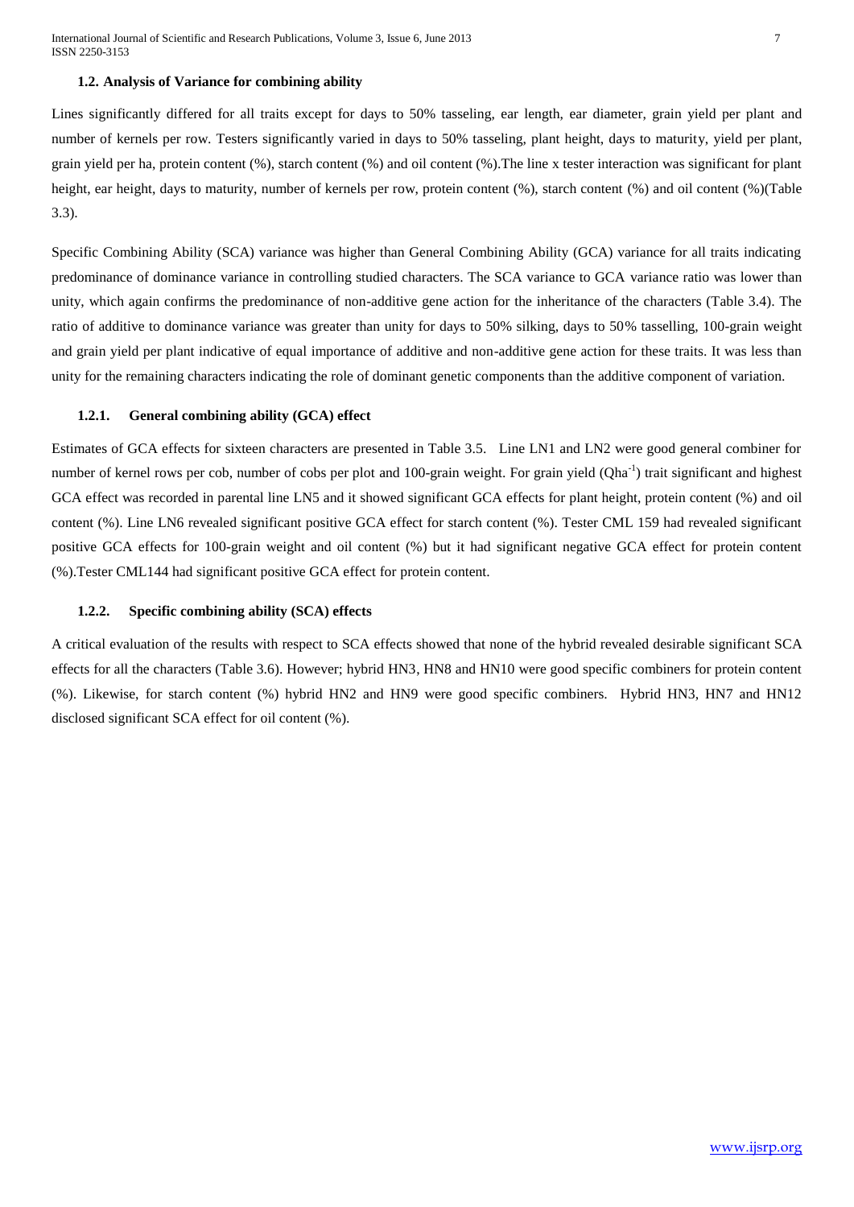### 1.2. Analysis of Variance for combining ability

Lines significantly differed for all traits except for days to 50% tasseling, ear length, ear diameter, grain yield per plant and number of kernels per row. Testers significantly varied in days to 50% tasseling, plant height, days to maturity, yield per plant, grain yield per ha, protein content (%), starch content (%) and oil content (%).The line x tester interaction was significant for plant height, ear height, days to maturity, number of kernels per row, protein content (%), starch content (%) and oil content (%)(Table 3.3).

Specific Combining Ability (SCA) variance was higher than General Combining Ability (GCA) variance for all traits indicating predominance of dominance variance in controlling studied characters. The SCA variance to GCA variance ratio was lower than unity, which again confirms the predominance of non-additive gene action for the inheritance of the characters (Table 3.4). The ratio of additive to dominance variance was greater than unity for days to 50% silking, days to 50% tasselling, 100-grain weight and grain yield per plant indicative of equal importance of additive and non-additive gene action for these traits. It was less than unity for the remaining characters indicating the role of dominant genetic components than the additive component of variation.

#### 1.2.1. General combining ability (GCA) effect

Estimates of GCA effects for sixteen characters are presented in Table 3.5. Line LN1 and LN2 were good general combiner for number of kernel rows per cob, number of cobs per plot and 100-grain weight. For grain yield ($Qha^{-1}$) trait significant and highest GCA effect was recorded in parental line LN5 and it showed significant GCA effects for plant height, protein content (%) and oil content (%). Line LN6 revealed significant positive GCA effect for starch content (%). Tester CML 159 had revealed significant positive GCA effects for 100-grain weight and oil content (%) but it had significant negative GCA effect for protein content (%).Tester CML144 had significant positive GCA effect for protein content.

#### 1.2.2. Specific combining ability (SCA) effects

A critical evaluation of the results with respect to SCA effects showed that none of the hybrid revealed desirable significant SCA effects for all the characters (Table 3.6). However; hybrid HN3, HN8 and HN10 were good specific combiners for protein content (%). Likewise, for starch content (%) hybrid HN2 and HN9 were good specific combiners. Hybrid HN3, HN7 and HN12 disclosed significant SCA effect for oil content (%).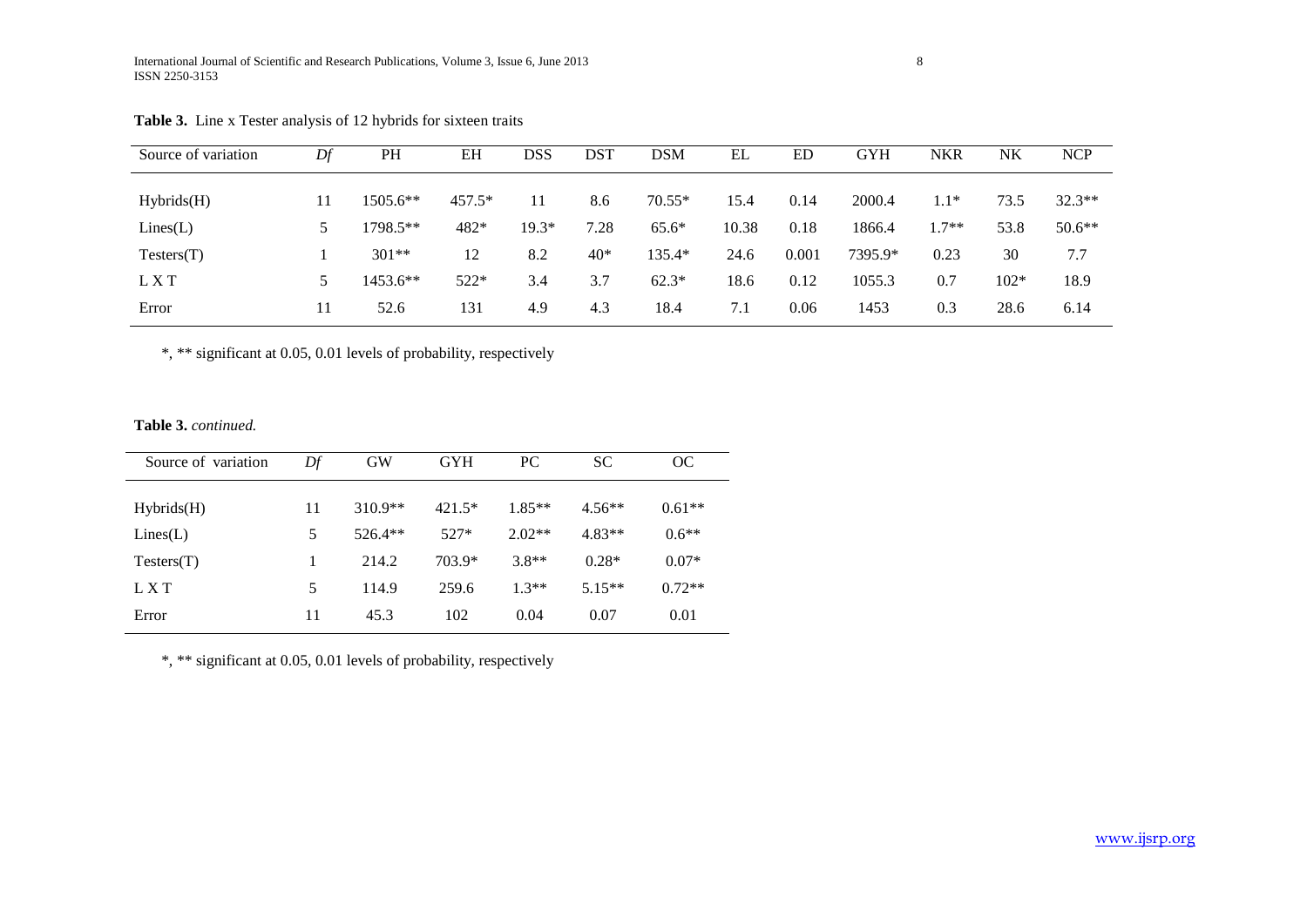**Table 3.** Line x Tester analysis of 12 hybrids for sixteen traits

| Source of variation | *Df* | PH | EH | DSS | DST | DSM | EL | ED | GYH | NKR | NK | NCP |
|---|---|---|---|---|---|---|---|---|---|---|---|---|
| Hybrids(H) | 11 | 1505.6** | 457.5* | 11 | 8.6 | 70.55* | 15.4 | 0.14 | 2000.4 | 1.1* | 73.5 | 32.3** |
| Lines(L) | 5 | 1798.5** | 482* | 19.3* | 7.28 | 65.6* | 10.38 | 0.18 | 1866.4 | 1.7** | 53.8 | 50.6** |
| Testers(T) | 1 | 301** | 12 | 8.2 | 40* | 135.4* | 24.6 | 0.001 | 7395.9* | 0.23 | 30 | 7.7 |
| L X T | 5 | 1453.6** | 522* | 3.4 | 3.7 | 62.3* | 18.6 | 0.12 | 1055.3 | 0.7 | 102* | 18.9 |
| Error | 11 | 52.6 | 131 | 4.9 | 4.3 | 18.4 | 7.1 | 0.06 | 1453 | 0.3 | 28.6 | 6.14 |

*, ** significant at 0.05, 0.01 levels of probability, respectively

**Table 3.** *continued.*

| Source of variation | *Df* | GW | GYH | PC | SC | OC |
|---|---|---|---|---|---|---|
| Hybrids(H) | 11 | 310.9** | 421.5* | 1.85** | 4.56** | 0.61** |
| Lines(L) | 5 | 526.4** | 527* | 2.02** | 4.83** | 0.6** |
| Testers(T) | 1 | 214.2 | 703.9* | 3.8** | 0.28* | 0.07* |
| L X T | 5 | 114.9 | 259.6 | 1.3** | 5.15** | 0.72** |
| Error | 11 | 45.3 | 102 | 0.04 | 0.07 | 0.01 |

*, ** significant at 0.05, 0.01 levels of probability, respectively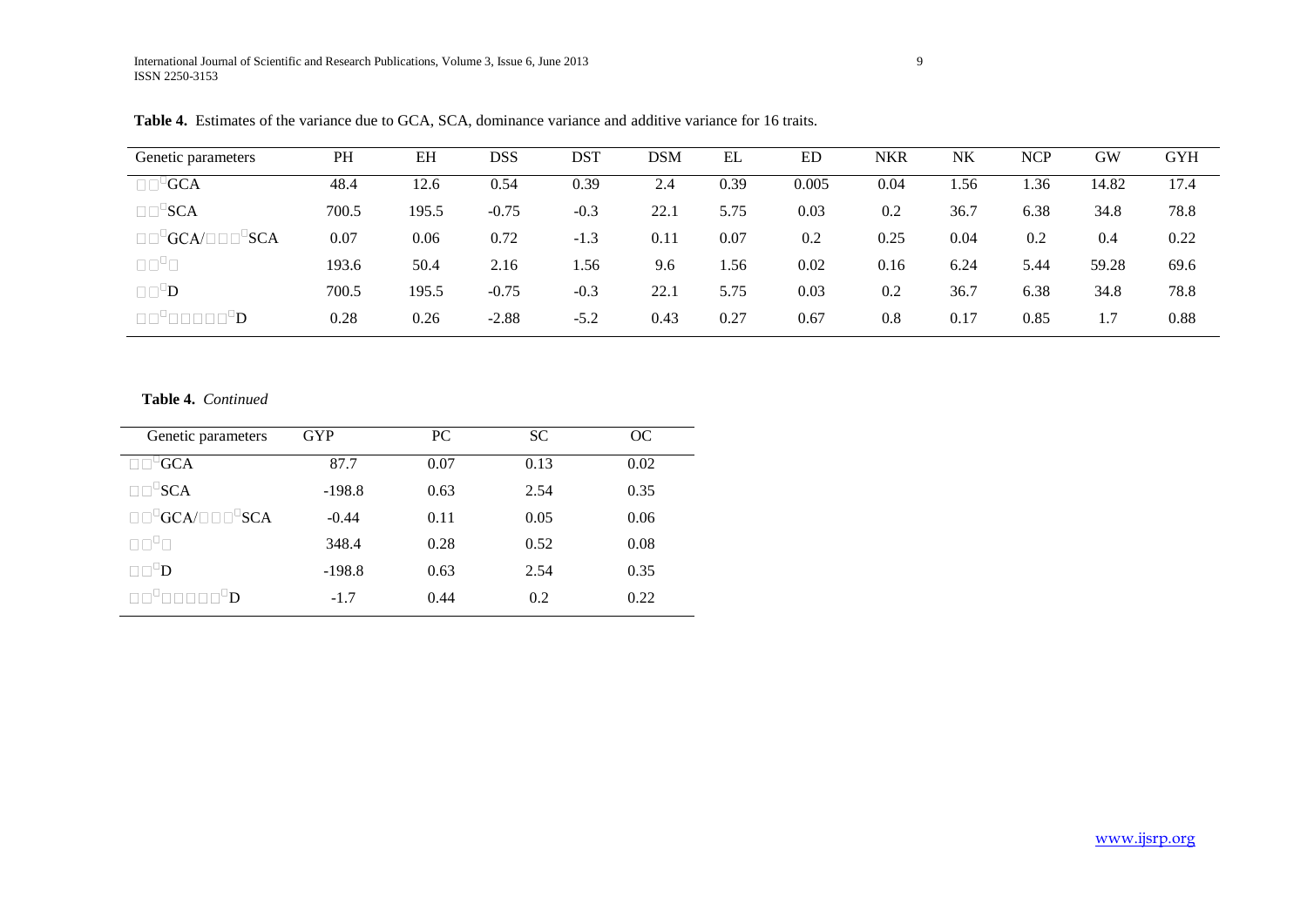**Table 4.** Estimates of the variance due to GCA, SCA, dominance variance and additive variance for 16 traits.

| Genetic parameters | PH | EH | DSS | DST | DSM | EL | ED | NKR | NK | NCP | GW | GYH |
|---|---|---|---|---|---|---|---|---|---|---|---|---|
| $\sigma^2$GCA | 48.4 | 12.6 | 0.54 | 0.39 | 2.4 | 0.39 | 0.005 | 0.04 | 1.56 | 1.36 | 14.82 | 17.4 |
| $\sigma^2$SCA | 700.5 | 195.5 | -0.75 | -0.3 | 22.1 | 5.75 | 0.03 | 0.2 | 36.7 | 6.38 | 34.8 | 78.8 |
| $\sigma^2$GCA/$\sigma^2$SCA | 0.07 | 0.06 | 0.72 | -1.3 | 0.11 | 0.07 | 0.2 | 0.25 | 0.04 | 0.2 | 0.4 | 0.22 |
| $\sigma^2$A | 193.6 | 50.4 | 2.16 | 1.56 | 9.6 | 1.56 | 0.02 | 0.16 | 6.24 | 5.44 | 59.28 | 69.6 |
| $\sigma^2$D | 700.5 | 195.5 | -0.75 | -0.3 | 22.1 | 5.75 | 0.03 | 0.2 | 36.7 | 6.38 | 34.8 | 78.8 |
| $\sigma^2$A/$\sigma^2$D | 0.28 | 0.26 | -2.88 | -5.2 | 0.43 | 0.27 | 0.67 | 0.8 | 0.17 | 0.85 | 1.7 | 0.88 |

**Table 4.** *Continued*

| Genetic parameters | GYP | PC | SC | OC |
|---|---|---|---|---|
| $\sigma^2$GCA | 87.7 | 0.07 | 0.13 | 0.02 |
| $\sigma^2$SCA | -198.8 | 0.63 | 2.54 | 0.35 |
| $\sigma^2$GCA/$\sigma^2$SCA | -0.44 | 0.11 | 0.05 | 0.06 |
| $\sigma^2$A | 348.4 | 0.28 | 0.52 | 0.08 |
| $\sigma^2$D | -198.8 | 0.63 | 2.54 | 0.35 |
| $\sigma^2$A/$\sigma^2$D | -1.7 | 0.44 | 0.2 | 0.22 |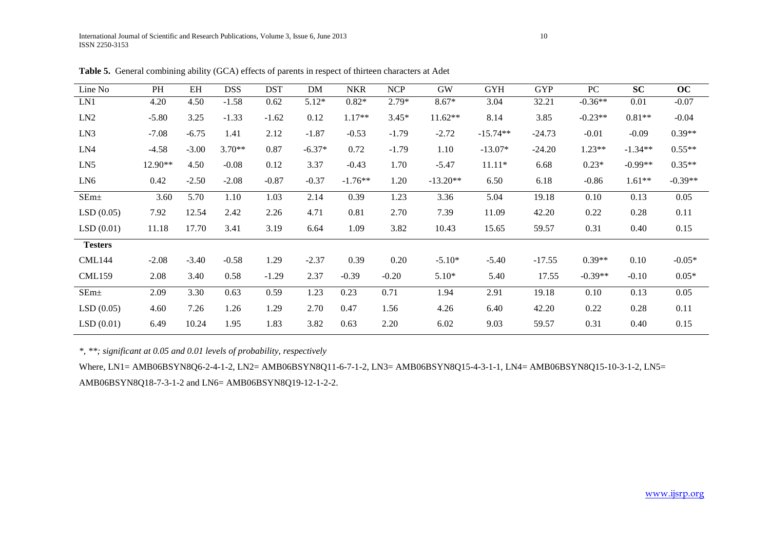**Table 5.** General combining ability (GCA) effects of parents in respect of thirteen characters at Adet

| Line No | PH | EH | DSS | DST | DM | NKR | NCP | GW | GYH | GYP | PC | **SC** | **OC** |
|---|---|---|---|---|---|---|---|---|---|---|---|---|---|
| LN1 | 4.20 | 4.50 | -1.58 | 0.62 | 5.12* | 0.82* | 2.79* | 8.67* | 3.04 | 32.21 | -0.36** | 0.01 | -0.07 |
| LN2 | -5.80 | 3.25 | -1.33 | -1.62 | 0.12 | 1.17** | 3.45* | 11.62** | 8.14 | 3.85 | -0.23** | 0.81** | -0.04 |
| LN3 | -7.08 | -6.75 | 1.41 | 2.12 | -1.87 | -0.53 | -1.79 | -2.72 | -15.74** | -24.73 | -0.01 | -0.09 | 0.39** |
| LN4 | -4.58 | -3.00 | 3.70** | 0.87 | -6.37* | 0.72 | -1.79 | 1.10 | -13.07* | -24.20 | 1.23** | -1.34** | 0.55** |
| LN5 | 12.90** | 4.50 | -0.08 | 0.12 | 3.37 | -0.43 | 1.70 | -5.47 | 11.11* | 6.68 | 0.23* | -0.99** | 0.35** |
| LN6 | 0.42 | -2.50 | -2.08 | -0.87 | -0.37 | -1.76** | 1.20 | -13.20** | 6.50 | 6.18 | -0.86 | 1.61** | -0.39** |
| SEm± | 3.60 | 5.70 | 1.10 | 1.03 | 2.14 | 0.39 | 1.23 | 3.36 | 5.04 | 19.18 | 0.10 | 0.13 | 0.05 |
| LSD (0.05) | 7.92 | 12.54 | 2.42 | 2.26 | 4.71 | 0.81 | 2.70 | 7.39 | 11.09 | 42.20 | 0.22 | 0.28 | 0.11 |
| LSD (0.01) | 11.18 | 17.70 | 3.41 | 3.19 | 6.64 | 1.09 | 3.82 | 10.43 | 15.65 | 59.57 | 0.31 | 0.40 | 0.15 |
| **Testers** | | | | | | | | | | | | | |
| CML144 | -2.08 | -3.40 | -0.58 | 1.29 | -2.37 | 0.39 | 0.20 | -5.10* | -5.40 | -17.55 | 0.39** | 0.10 | -0.05* |
| CML159 | 2.08 | 3.40 | 0.58 | -1.29 | 2.37 | -0.39 | -0.20 | 5.10* | 5.40 | 17.55 | -0.39** | -0.10 | 0.05* |
| SEm± | 2.09 | 3.30 | 0.63 | 0.59 | 1.23 | 0.23 | 0.71 | 1.94 | 2.91 | 19.18 | 0.10 | 0.13 | 0.05 |
| LSD (0.05) | 4.60 | 7.26 | 1.26 | 1.29 | 2.70 | 0.47 | 1.56 | 4.26 | 6.40 | 42.20 | 0.22 | 0.28 | 0.11 |
| LSD (0.01) | 6.49 | 10.24 | 1.95 | 1.83 | 3.82 | 0.63 | 2.20 | 6.02 | 9.03 | 59.57 | 0.31 | 0.40 | 0.15 |

*\*, \*\*; significant at 0.05 and 0.01 levels of probability, respectively*

Where, LN1= AMB06BSYN8Q6-2-4-1-2, LN2= AMB06BSYN8Q11-6-7-1-2, LN3= AMB06BSYN8Q15-4-3-1-1, LN4= AMB06BSYN8Q15-10-3-1-2, LN5= AMB06BSYN8Q18-7-3-1-2 and LN6= AMB06BSYN8Q19-12-1-2-2.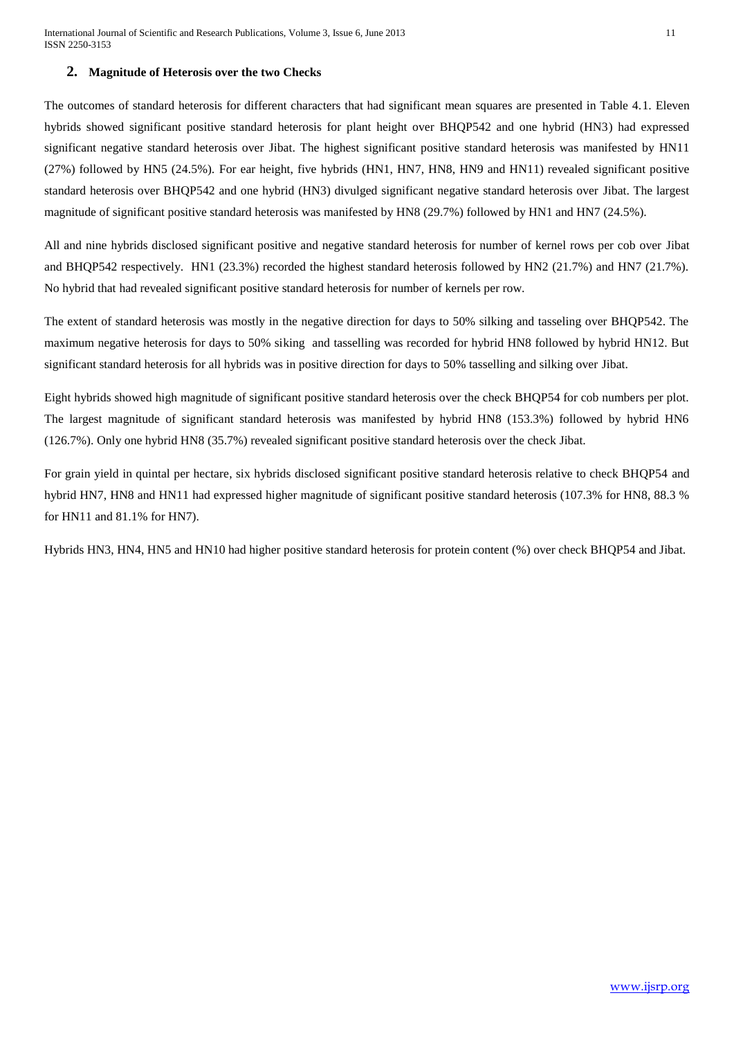## 2. Magnitude of Heterosis over the two Checks

The outcomes of standard heterosis for different characters that had significant mean squares are presented in Table 4.1. Eleven hybrids showed significant positive standard heterosis for plant height over BHQP542 and one hybrid (HN3) had expressed significant negative standard heterosis over Jibat. The highest significant positive standard heterosis was manifested by HN11 (27%) followed by HN5 (24.5%). For ear height, five hybrids (HN1, HN7, HN8, HN9 and HN11) revealed significant positive standard heterosis over BHQP542 and one hybrid (HN3) divulged significant negative standard heterosis over Jibat. The largest magnitude of significant positive standard heterosis was manifested by HN8 (29.7%) followed by HN1 and HN7 (24.5%).

All and nine hybrids disclosed significant positive and negative standard heterosis for number of kernel rows per cob over Jibat and BHQP542 respectively. HN1 (23.3%) recorded the highest standard heterosis followed by HN2 (21.7%) and HN7 (21.7%). No hybrid that had revealed significant positive standard heterosis for number of kernels per row.

The extent of standard heterosis was mostly in the negative direction for days to 50% silking and tasseling over BHQP542. The maximum negative heterosis for days to 50% siking and tasselling was recorded for hybrid HN8 followed by hybrid HN12. But significant standard heterosis for all hybrids was in positive direction for days to 50% tasselling and silking over Jibat.

Eight hybrids showed high magnitude of significant positive standard heterosis over the check BHQP54 for cob numbers per plot. The largest magnitude of significant standard heterosis was manifested by hybrid HN8 (153.3%) followed by hybrid HN6 (126.7%). Only one hybrid HN8 (35.7%) revealed significant positive standard heterosis over the check Jibat.

For grain yield in quintal per hectare, six hybrids disclosed significant positive standard heterosis relative to check BHQP54 and hybrid HN7, HN8 and HN11 had expressed higher magnitude of significant positive standard heterosis (107.3% for HN8, 88.3 % for HN11 and 81.1% for HN7).

Hybrids HN3, HN4, HN5 and HN10 had higher positive standard heterosis for protein content (%) over check BHQP54 and Jibat.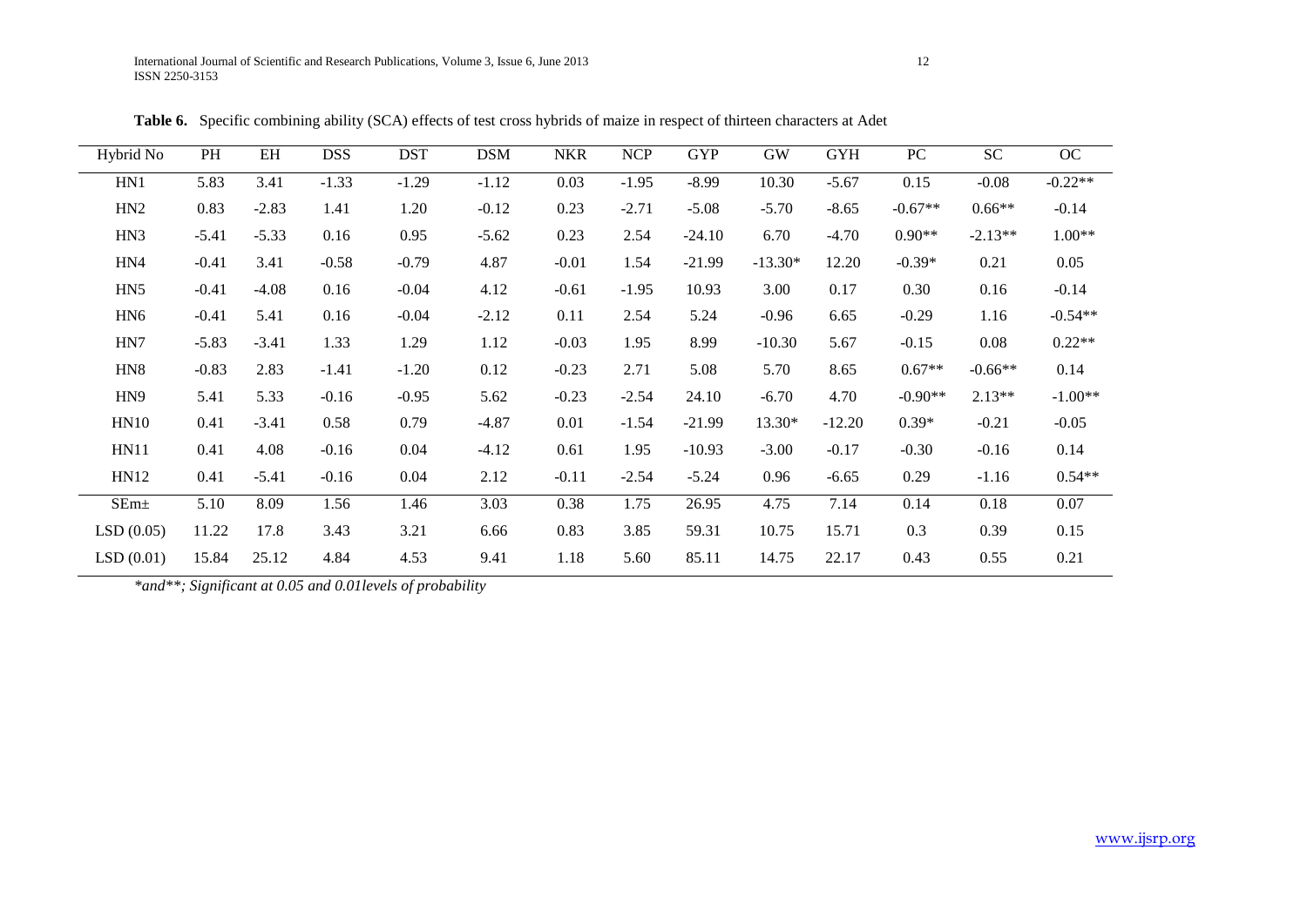**Table 6.** Specific combining ability (SCA) effects of test cross hybrids of maize in respect of thirteen characters at Adet

| Hybrid No | PH | EH | DSS | DST | DSM | NKR | NCP | GYP | GW | GYH | PC | SC | OC |
|---|---|---|---|---|---|---|---|---|---|---|---|---|---|
| HN1 | 5.83 | 3.41 | -1.33 | -1.29 | -1.12 | 0.03 | -1.95 | -8.99 | 10.30 | -5.67 | 0.15 | -0.08 | -0.22** |
| HN2 | 0.83 | -2.83 | 1.41 | 1.20 | -0.12 | 0.23 | -2.71 | -5.08 | -5.70 | -8.65 | -0.67** | 0.66** | -0.14 |
| HN3 | -5.41 | -5.33 | 0.16 | 0.95 | -5.62 | 0.23 | 2.54 | -24.10 | 6.70 | -4.70 | 0.90** | -2.13** | 1.00** |
| HN4 | -0.41 | 3.41 | -0.58 | -0.79 | 4.87 | -0.01 | 1.54 | -21.99 | -13.30* | 12.20 | -0.39* | 0.21 | 0.05 |
| HN5 | -0.41 | -4.08 | 0.16 | -0.04 | 4.12 | -0.61 | -1.95 | 10.93 | 3.00 | 0.17 | 0.30 | 0.16 | -0.14 |
| HN6 | -0.41 | 5.41 | 0.16 | -0.04 | -2.12 | 0.11 | 2.54 | 5.24 | -0.96 | 6.65 | -0.29 | 1.16 | -0.54** |
| HN7 | -5.83 | -3.41 | 1.33 | 1.29 | 1.12 | -0.03 | 1.95 | 8.99 | -10.30 | 5.67 | -0.15 | 0.08 | 0.22** |
| HN8 | -0.83 | 2.83 | -1.41 | -1.20 | 0.12 | -0.23 | 2.71 | 5.08 | 5.70 | 8.65 | 0.67** | -0.66** | 0.14 |
| HN9 | 5.41 | 5.33 | -0.16 | -0.95 | 5.62 | -0.23 | -2.54 | 24.10 | -6.70 | 4.70 | -0.90** | 2.13** | -1.00** |
| HN10 | 0.41 | -3.41 | 0.58 | 0.79 | -4.87 | 0.01 | -1.54 | -21.99 | 13.30* | -12.20 | 0.39* | -0.21 | -0.05 |
| HN11 | 0.41 | 4.08 | -0.16 | 0.04 | -4.12 | 0.61 | 1.95 | -10.93 | -3.00 | -0.17 | -0.30 | -0.16 | 0.14 |
| HN12 | 0.41 | -5.41 | -0.16 | 0.04 | 2.12 | -0.11 | -2.54 | -5.24 | 0.96 | -6.65 | 0.29 | -1.16 | 0.54** |
| SEm± | 5.10 | 8.09 | 1.56 | 1.46 | 3.03 | 0.38 | 1.75 | 26.95 | 4.75 | 7.14 | 0.14 | 0.18 | 0.07 |
| LSD (0.05) | 11.22 | 17.8 | 3.43 | 3.21 | 6.66 | 0.83 | 3.85 | 59.31 | 10.75 | 15.71 | 0.3 | 0.39 | 0.15 |
| LSD (0.01) | 15.84 | 25.12 | 4.84 | 4.53 | 9.41 | 1.18 | 5.60 | 85.11 | 14.75 | 22.17 | 0.43 | 0.55 | 0.21 |

*\*and\*\*; Significant at 0.05 and 0.01levels of probability*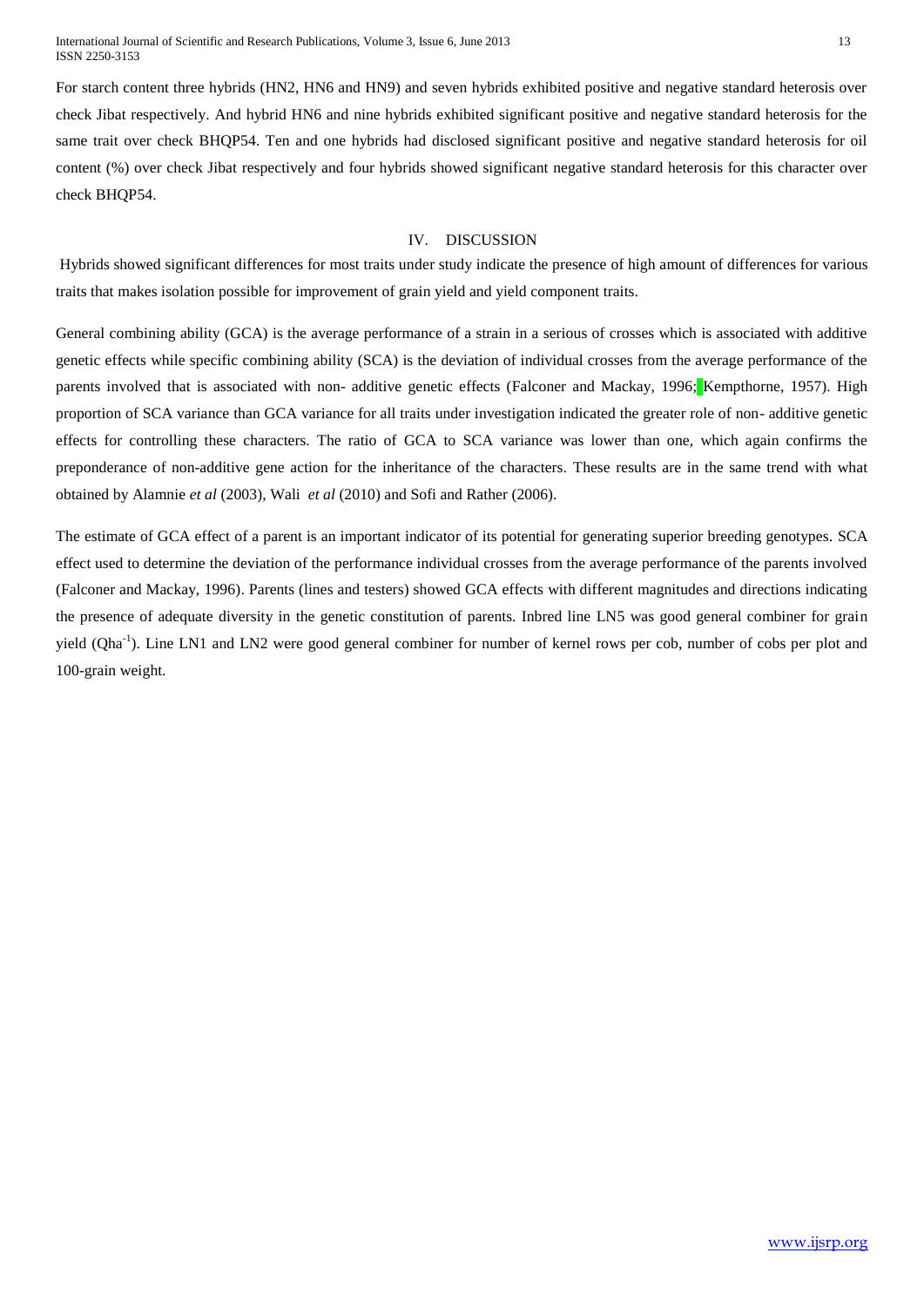For starch content three hybrids (HN2, HN6 and HN9) and seven hybrids exhibited positive and negative standard heterosis over check Jibat respectively. And hybrid HN6 and nine hybrids exhibited significant positive and negative standard heterosis for the same trait over check BHQP54. Ten and one hybrids had disclosed significant positive and negative standard heterosis for oil content (%) over check Jibat respectively and four hybrids showed significant negative standard heterosis for this character over check BHQP54.

## IV. DISCUSSION

Hybrids showed significant differences for most traits under study indicate the presence of high amount of differences for various traits that makes isolation possible for improvement of grain yield and yield component traits.

General combining ability (GCA) is the average performance of a strain in a serious of crosses which is associated with additive genetic effects while specific combining ability (SCA) is the deviation of individual crosses from the average performance of the parents involved that is associated with non- additive genetic effects (Falconer and Mackay, 1996; Kempthorne, 1957). High proportion of SCA variance than GCA variance for all traits under investigation indicated the greater role of non- additive genetic effects for controlling these characters. The ratio of GCA to SCA variance was lower than one, which again confirms the preponderance of non-additive gene action for the inheritance of the characters. These results are in the same trend with what obtained by Alamnie *et al* (2003), Wali *et al* (2010) and Sofi and Rather (2006).

The estimate of GCA effect of a parent is an important indicator of its potential for generating superior breeding genotypes. SCA effect used to determine the deviation of the performance individual crosses from the average performance of the parents involved (Falconer and Mackay, 1996). Parents (lines and testers) showed GCA effects with different magnitudes and directions indicating the presence of adequate diversity in the genetic constitution of parents. Inbred line LN5 was good general combiner for grain yield ($Qha^{-1}$). Line LN1 and LN2 were good general combiner for number of kernel rows per cob, number of cobs per plot and 100-grain weight.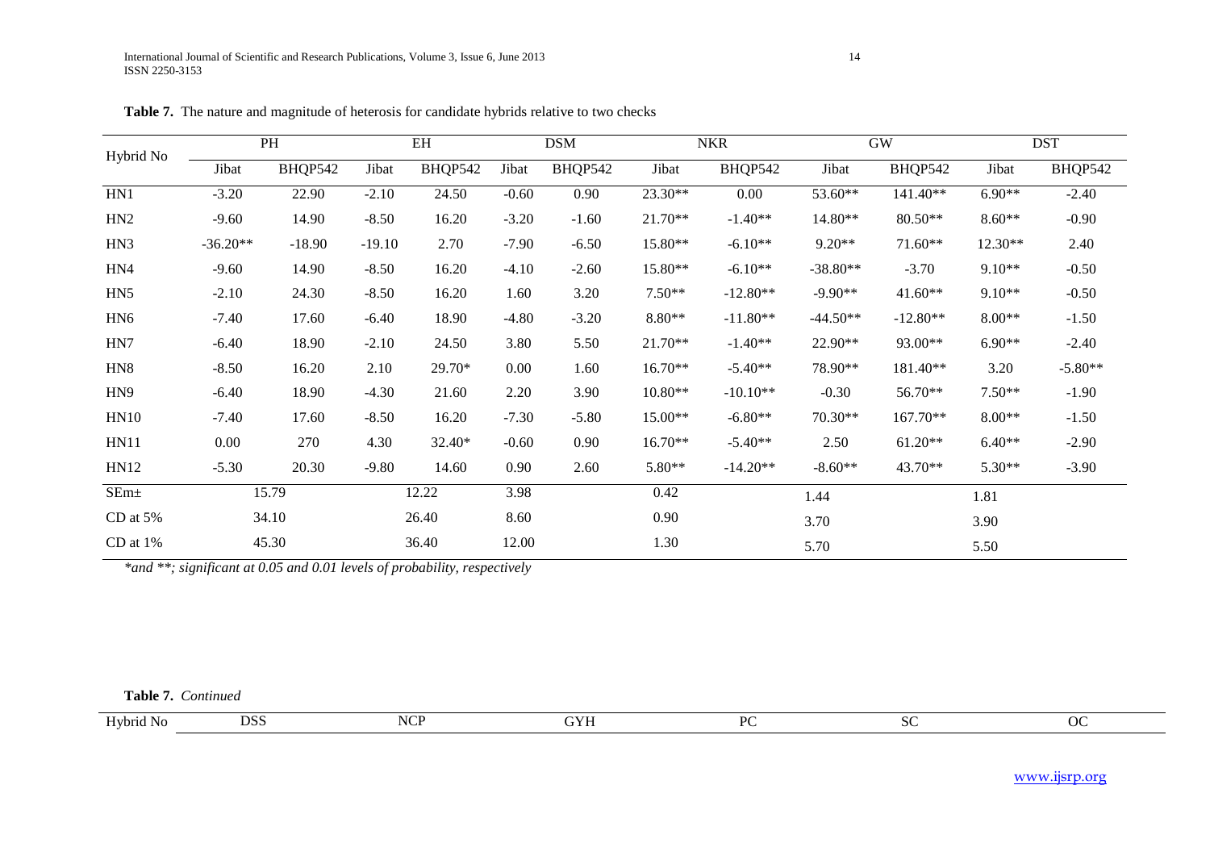**Table 7.** The nature and magnitude of heterosis for candidate hybrids relative to two checks

| Hybrid No | PH | | EH | | DSM | | NKR | | GW | | DST | |
|---|---|---|---|---|---|---|---|---|---|---|---|---|
| | Jibat | BHQP542 | Jibat | BHQP542 | Jibat | BHQP542 | Jibat | BHQP542 | Jibat | BHQP542 | Jibat | BHQP542 |
| HN1 | -3.20 | 22.90 | -2.10 | 24.50 | -0.60 | 0.90 | 23.30** | 0.00 | 53.60** | 141.40** | 6.90** | -2.40 |
| HN2 | -9.60 | 14.90 | -8.50 | 16.20 | -3.20 | -1.60 | 21.70** | -1.40** | 14.80** | 80.50** | 8.60** | -0.90 |
| HN3 | -36.20** | -18.90 | -19.10 | 2.70 | -7.90 | -6.50 | 15.80** | -6.10** | 9.20** | 71.60** | 12.30** | 2.40 |
| HN4 | -9.60 | 14.90 | -8.50 | 16.20 | -4.10 | -2.60 | 15.80** | -6.10** | -38.80** | -3.70 | 9.10** | -0.50 |
| HN5 | -2.10 | 24.30 | -8.50 | 16.20 | 1.60 | 3.20 | 7.50** | -12.80** | -9.90** | 41.60** | 9.10** | -0.50 |
| HN6 | -7.40 | 17.60 | -6.40 | 18.90 | -4.80 | -3.20 | 8.80** | -11.80** | -44.50** | -12.80** | 8.00** | -1.50 |
| HN7 | -6.40 | 18.90 | -2.10 | 24.50 | 3.80 | 5.50 | 21.70** | -1.40** | 22.90** | 93.00** | 6.90** | -2.40 |
| HN8 | -8.50 | 16.20 | 2.10 | 29.70* | 0.00 | 1.60 | 16.70** | -5.40** | 78.90** | 181.40** | 3.20 | -5.80** |
| HN9 | -6.40 | 18.90 | -4.30 | 21.60 | 2.20 | 3.90 | 10.80** | -10.10** | -0.30 | 56.70** | 7.50** | -1.90 |
| HN10 | -7.40 | 17.60 | -8.50 | 16.20 | -7.30 | -5.80 | 15.00** | -6.80** | 70.30** | 167.70** | 8.00** | -1.50 |
| HN11 | 0.00 | 270 | 4.30 | 32.40* | -0.60 | 0.90 | 16.70** | -5.40** | 2.50 | 61.20** | 6.40** | -2.90 |
| HN12 | -5.30 | 20.30 | -9.80 | 14.60 | 0.90 | 2.60 | 5.80** | -14.20** | -8.60** | 43.70** | 5.30** | -3.90 |
| SEm± | 15.79 | | 12.22 | | 3.98 | | 0.42 | | 1.44 | | 1.81 | |
| CD at 5% | 34.10 | | 26.40 | | 8.60 | | 0.90 | | 3.70 | | 3.90 | |
| CD at 1% | 45.30 | | 36.40 | | 12.00 | | 1.30 | | 5.70 | | 5.50 | |

*\*and \*\*; significant at 0.05 and 0.01 levels of probability, respectively*

**Table 7.** *Continued*

| Hybrid No | DSS | NCP | GYH | PC | SC | OC |
|---|---|---|---|---|---|---|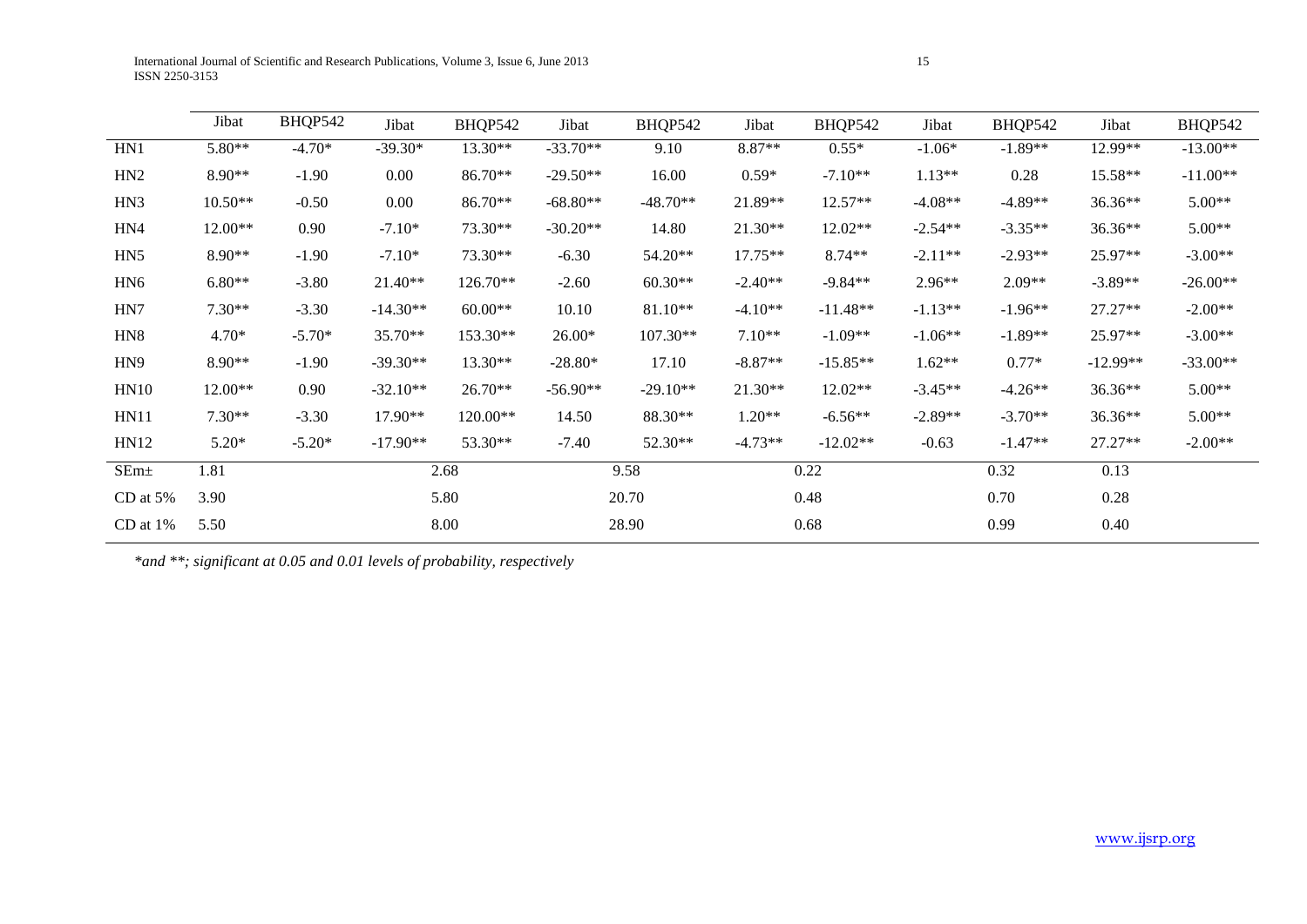| | Jibat | BHQP542 | Jibat | BHQP542 | Jibat | BHQP542 | Jibat | BHQP542 | Jibat | BHQP542 | Jibat | BHQP542 |
|---|---|---|---|---|---|---|---|---|---|---|---|---|
| HN1 | 5.80** | -4.70* | -39.30* | 13.30** | -33.70** | 9.10 | 8.87** | 0.55* | -1.06* | -1.89** | 12.99** | -13.00** |
| HN2 | 8.90** | -1.90 | 0.00 | 86.70** | -29.50** | 16.00 | 0.59* | -7.10** | 1.13** | 0.28 | 15.58** | -11.00** |
| HN3 | 10.50** | -0.50 | 0.00 | 86.70** | -68.80** | -48.70** | 21.89** | 12.57** | -4.08** | -4.89** | 36.36** | 5.00** |
| HN4 | 12.00** | 0.90 | -7.10* | 73.30** | -30.20** | 14.80 | 21.30** | 12.02** | -2.54** | -3.35** | 36.36** | 5.00** |
| HN5 | 8.90** | -1.90 | -7.10* | 73.30** | -6.30 | 54.20** | 17.75** | 8.74** | -2.11** | -2.93** | 25.97** | -3.00** |
| HN6 | 6.80** | -3.80 | 21.40** | 126.70** | -2.60 | 60.30** | -2.40** | -9.84** | 2.96** | 2.09** | -3.89** | -26.00** |
| HN7 | 7.30** | -3.30 | -14.30** | 60.00** | 10.10 | 81.10** | -4.10** | -11.48** | -1.13** | -1.96** | 27.27** | -2.00** |
| HN8 | 4.70* | -5.70* | 35.70** | 153.30** | 26.00* | 107.30** | 7.10** | -1.09** | -1.06** | -1.89** | 25.97** | -3.00** |
| HN9 | 8.90** | -1.90 | -39.30** | 13.30** | -28.80* | 17.10 | -8.87** | -15.85** | 1.62** | 0.77* | -12.99** | -33.00** |
| HN10 | 12.00** | 0.90 | -32.10** | 26.70** | -56.90** | -29.10** | 21.30** | 12.02** | -3.45** | -4.26** | 36.36** | 5.00** |
| HN11 | 7.30** | -3.30 | 17.90** | 120.00** | 14.50 | 88.30** | 1.20** | -6.56** | -2.89** | -3.70** | 36.36** | 5.00** |
| HN12 | 5.20* | -5.20* | -17.90** | 53.30** | -7.40 | 52.30** | -4.73** | -12.02** | -0.63 | -1.47** | 27.27** | -2.00** |
| SEm± | 1.81 | | | 2.68 | | 9.58 | | 0.22 | | 0.32 | 0.13 | |
| CD at 5% | 3.90 | | | 5.80 | | 20.70 | | 0.48 | | 0.70 | 0.28 | |
| CD at 1% | 5.50 | | | 8.00 | | 28.90 | | 0.68 | | 0.99 | 0.40 | |

*\*and \*\*; significant at 0.05 and 0.01 levels of probability, respectively*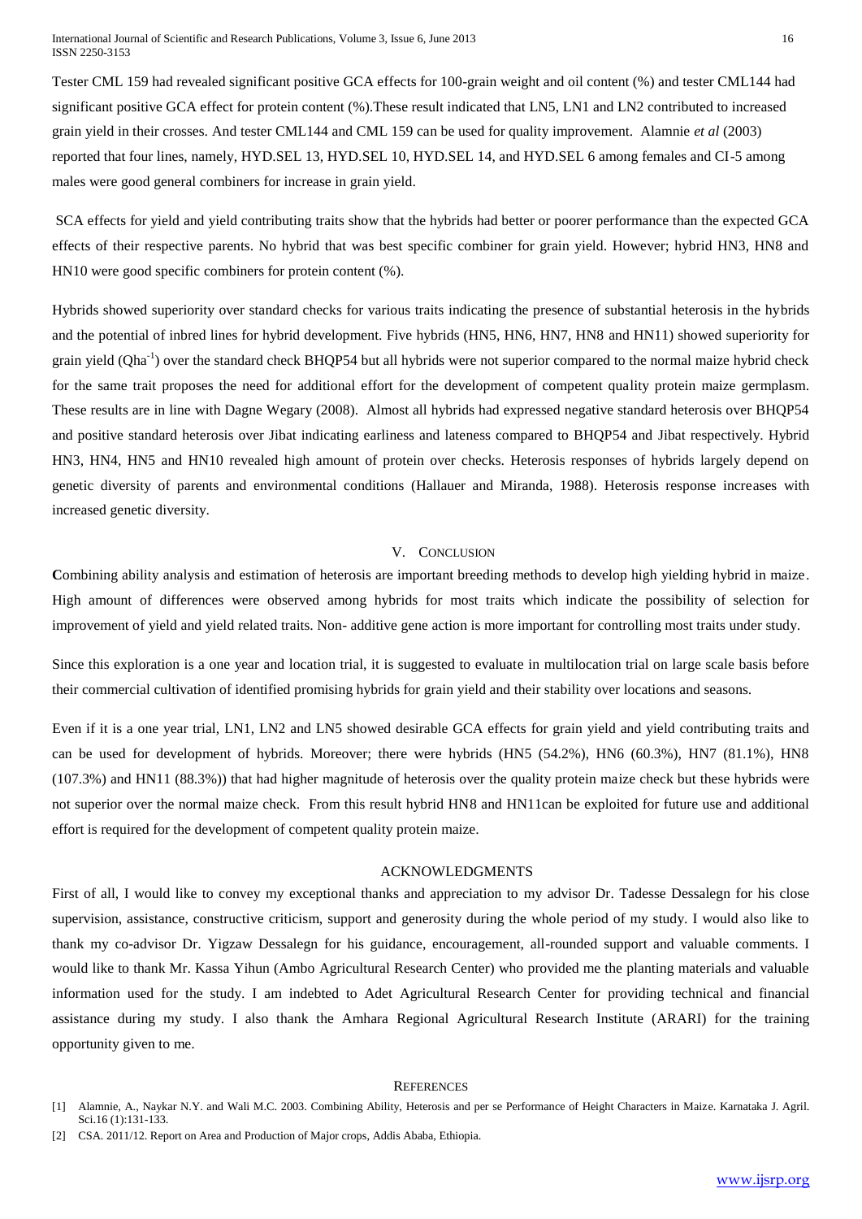Tester CML 159 had revealed significant positive GCA effects for 100-grain weight and oil content (%) and tester CML144 had significant positive GCA effect for protein content (%).These result indicated that LN5, LN1 and LN2 contributed to increased grain yield in their crosses. And tester CML144 and CML 159 can be used for quality improvement. Alamnie *et al* (2003) reported that four lines, namely, HYD.SEL 13, HYD.SEL 10, HYD.SEL 14, and HYD.SEL 6 among females and CI-5 among males were good general combiners for increase in grain yield.

SCA effects for yield and yield contributing traits show that the hybrids had better or poorer performance than the expected GCA effects of their respective parents. No hybrid that was best specific combiner for grain yield. However; hybrid HN3, HN8 and HN10 were good specific combiners for protein content (%).

Hybrids showed superiority over standard checks for various traits indicating the presence of substantial heterosis in the hybrids and the potential of inbred lines for hybrid development. Five hybrids (HN5, HN6, HN7, HN8 and HN11) showed superiority for grain yield (Qha$^{-1}$) over the standard check BHQP54 but all hybrids were not superior compared to the normal maize hybrid check for the same trait proposes the need for additional effort for the development of competent quality protein maize germplasm. These results are in line with Dagne Wegary (2008). Almost all hybrids had expressed negative standard heterosis over BHQP54 and positive standard heterosis over Jibat indicating earliness and lateness compared to BHQP54 and Jibat respectively. Hybrid HN3, HN4, HN5 and HN10 revealed high amount of protein over checks. Heterosis responses of hybrids largely depend on genetic diversity of parents and environmental conditions (Hallauer and Miranda, 1988). Heterosis response increases with increased genetic diversity.

## V. Conclusion

**C**ombining ability analysis and estimation of heterosis are important breeding methods to develop high yielding hybrid in maize. High amount of differences were observed among hybrids for most traits which indicate the possibility of selection for improvement of yield and yield related traits. Non- additive gene action is more important for controlling most traits under study.

Since this exploration is a one year and location trial, it is suggested to evaluate in multilocation trial on large scale basis before their commercial cultivation of identified promising hybrids for grain yield and their stability over locations and seasons.

Even if it is a one year trial, LN1, LN2 and LN5 showed desirable GCA effects for grain yield and yield contributing traits and can be used for development of hybrids. Moreover; there were hybrids (HN5 (54.2%), HN6 (60.3%), HN7 (81.1%), HN8 (107.3%) and HN11 (88.3%)) that had higher magnitude of heterosis over the quality protein maize check but these hybrids were not superior over the normal maize check. From this result hybrid HN8 and HN11can be exploited for future use and additional effort is required for the development of competent quality protein maize.

## Acknowledgments

First of all, I would like to convey my exceptional thanks and appreciation to my advisor Dr. Tadesse Dessalegn for his close supervision, assistance, constructive criticism, support and generosity during the whole period of my study. I would also like to thank my co-advisor Dr. Yigzaw Dessalegn for his guidance, encouragement, all-rounded support and valuable comments. I would like to thank Mr. Kassa Yihun (Ambo Agricultural Research Center) who provided me the planting materials and valuable information used for the study. I am indebted to Adet Agricultural Research Center for providing technical and financial assistance during my study. I also thank the Amhara Regional Agricultural Research Institute (ARARI) for the training opportunity given to me.

## References

[1] Alamnie, A., Naykar N.Y. and Wali M.C. 2003. Combining Ability, Heterosis and per se Performance of Height Characters in Maize. Karnataka J. Agril. Sci.16 (1):131-133.

[2] CSA. 2011/12. Report on Area and Production of Major crops, Addis Ababa, Ethiopia.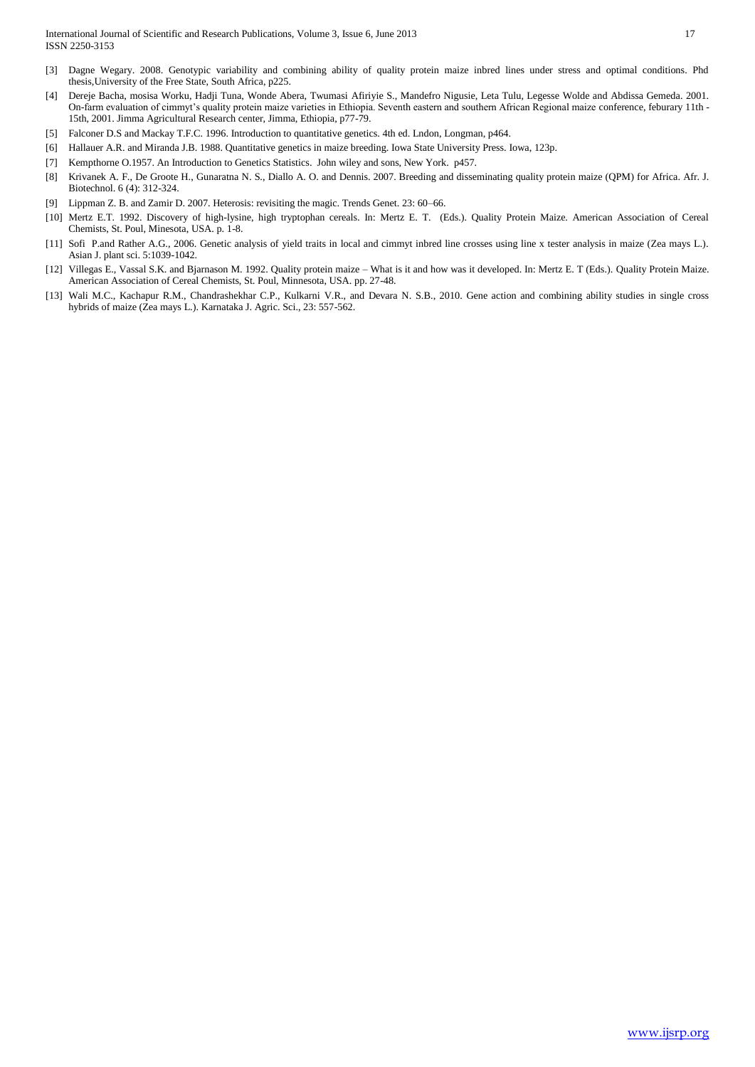[3] Dagne Wegary. 2008. Genotypic variability and combining ability of quality protein maize inbred lines under stress and optimal conditions. Phd thesis,University of the Free State, South Africa, p225.

[4] Dereje Bacha, mosisa Worku, Hadji Tuna, Wonde Abera, Twumasi Afiriyie S., Mandefro Nigusie, Leta Tulu, Legesse Wolde and Abdissa Gemeda. 2001. On-farm evaluation of cimmyt's quality protein maize varieties in Ethiopia. Seventh eastern and southern African Regional maize conference, feburary 11th - 15th, 2001. Jimma Agricultural Research center, Jimma, Ethiopia, p77-79.

[5] Falconer D.S and Mackay T.F.C. 1996. Introduction to quantitative genetics. 4th ed. Lndon, Longman, p464.

[6] Hallauer A.R. and Miranda J.B. 1988. Quantitative genetics in maize breeding. Iowa State University Press. Iowa, 123p.

[7] Kempthorne O.1957. An Introduction to Genetics Statistics. John wiley and sons, New York. p457.

[8] Krivanek A. F., De Groote H., Gunaratna N. S., Diallo A. O. and Dennis. 2007. Breeding and disseminating quality protein maize (QPM) for Africa. Afr. J. Biotechnol. 6 (4): 312-324.

[9] Lippman Z. B. and Zamir D. 2007. Heterosis: revisiting the magic. Trends Genet. 23: 60–66.

[10] Mertz E.T. 1992. Discovery of high-lysine, high tryptophan cereals. In: Mertz E. T. (Eds.). Quality Protein Maize. American Association of Cereal Chemists, St. Poul, Minesota, USA. p. 1-8.

[11] Sofi P.and Rather A.G., 2006. Genetic analysis of yield traits in local and cimmyt inbred line crosses using line x tester analysis in maize (Zea mays L.). Asian J. plant sci. 5:1039-1042.

[12] Villegas E., Vassal S.K. and Bjarnason M. 1992. Quality protein maize – What is it and how was it developed. In: Mertz E. T (Eds.). Quality Protein Maize. American Association of Cereal Chemists, St. Poul, Minnesota, USA. pp. 27-48.

[13] Wali M.C., Kachapur R.M., Chandrashekhar C.P., Kulkarni V.R., and Devara N. S.B., 2010. Gene action and combining ability studies in single cross hybrids of maize (Zea mays L.). Karnataka J. Agric. Sci., 23: 557-562.